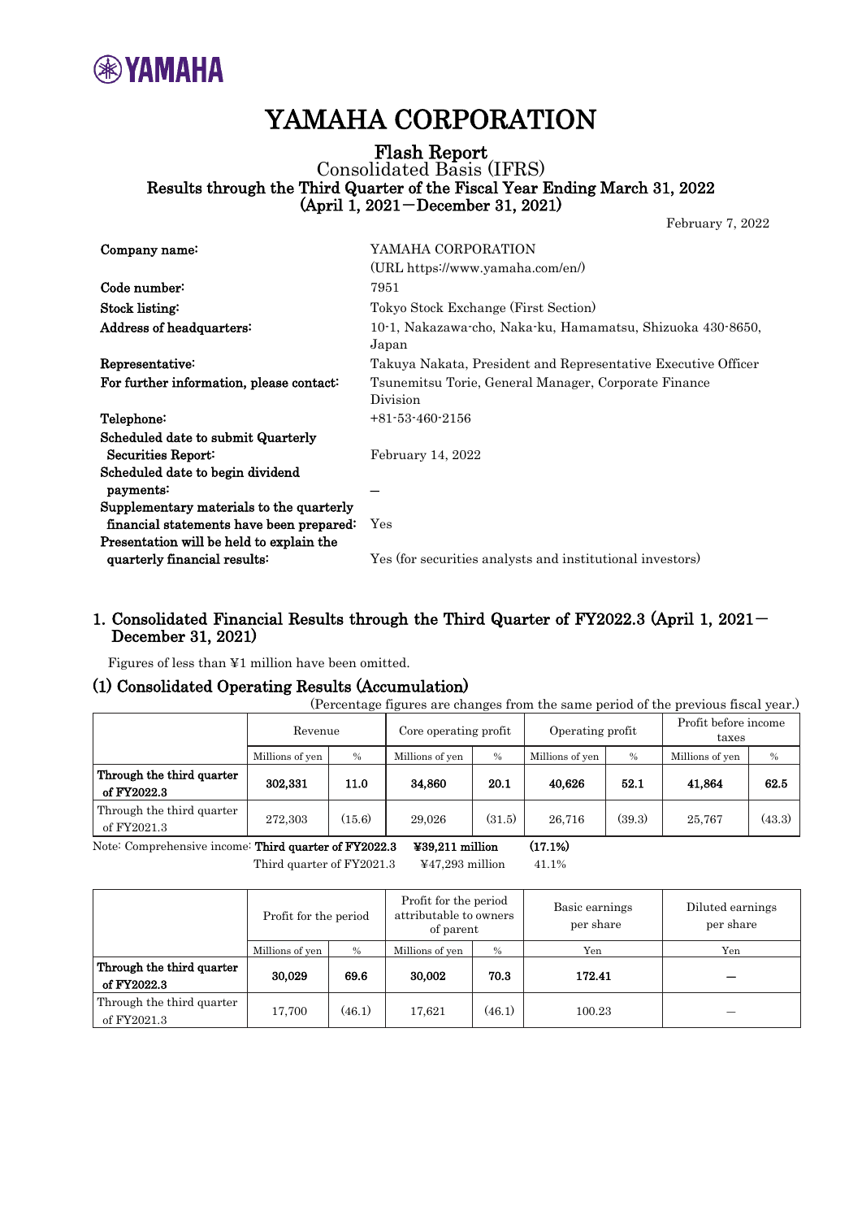YAMAHA

# YAMAHA CORPORATION

## Flash Report
Consolidated Basis (IFRS)
**Results through the Third Quarter of the Fiscal Year Ending March 31, 2022 (April 1, 2021－December 31, 2021)**

February 7, 2022

| | |
|---|---|
| **Company name:** | YAMAHA CORPORATION (URL https://www.yamaha.com/en/) |
| **Code number:** | 7951 |
| **Stock listing:** | Tokyo Stock Exchange (First Section) |
| **Address of headquarters:** | 10-1, Nakazawa-cho, Naka-ku, Hamamatsu, Shizuoka 430-8650, Japan |
| **Representative:** | Takuya Nakata, President and Representative Executive Officer |
| **For further information, please contact:** | Tsunemitsu Torie, General Manager, Corporate Finance Division |
| **Telephone:** | +81-53-460-2156 |
| **Scheduled date to submit Quarterly Securities Report:** | February 14, 2022 |
| **Scheduled date to begin dividend payments:** | ― |
| **Supplementary materials to the quarterly financial statements have been prepared:** | Yes |
| **Presentation will be held to explain the quarterly financial results:** | Yes (for securities analysts and institutional investors) |

## 1. Consolidated Financial Results through the Third Quarter of FY2022.3 (April 1, 2021－December 31, 2021)

Figures of less than ¥1 million have been omitted.

### (1) Consolidated Operating Results (Accumulation)

(Percentage figures are changes from the same period of the previous fiscal year.)

| | Revenue | | Core operating profit | | Operating profit | | Profit before income taxes | |
|---|---|---|---|---|---|---|---|---|
| | Millions of yen | % | Millions of yen | % | Millions of yen | % | Millions of yen | % |
| **Through the third quarter of FY2022.3** | **302,331** | **11.0** | **34,860** | **20.1** | **40,626** | **52.1** | **41,864** | **62.5** |
| Through the third quarter of FY2021.3 | 272,303 | (15.6) | 29,026 | (31.5) | 26,716 | (39.3) | 25,767 | (43.3) |

Note: Comprehensive income: **Third quarter of FY2022.3 ¥39,211 million (17.1%)**
Third quarter of FY2021.3 ¥47,293 million 41.1%

| | Profit for the period | | Profit for the period attributable to owners of parent | | Basic earnings per share | Diluted earnings per share |
|---|---|---|---|---|---|---|
| | Millions of yen | % | Millions of yen | % | Yen | Yen |
| **Through the third quarter of FY2022.3** | **30,029** | **69.6** | **30,002** | **70.3** | **172.41** | **―** |
| Through the third quarter of FY2021.3 | 17,700 | (46.1) | 17,621 | (46.1) | 100.23 | ― |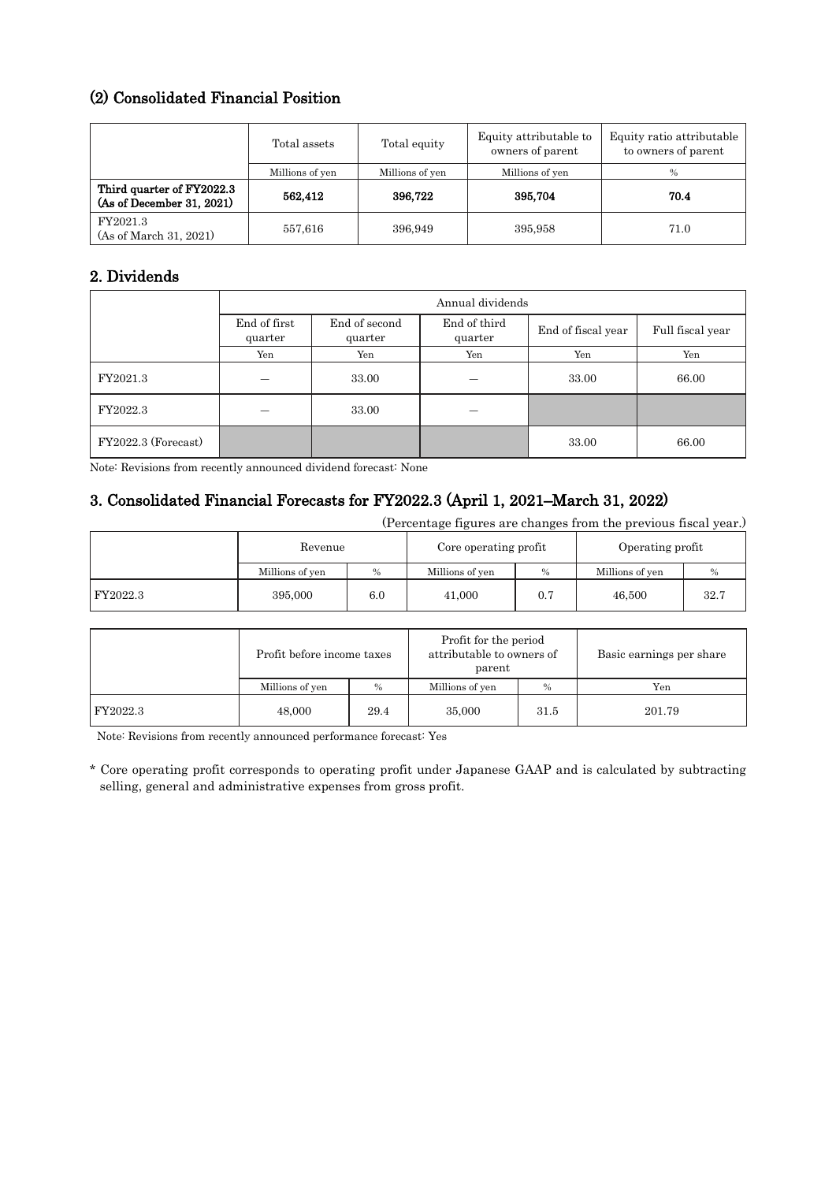## (2) Consolidated Financial Position

| | Total assets | Total equity | Equity attributable to owners of parent | Equity ratio attributable to owners of parent |
|---|---|---|---|---|
| | Millions of yen | Millions of yen | Millions of yen | % |
| **Third quarter of FY2022.3 (As of December 31, 2021)** | **562,412** | **396,722** | **395,704** | **70.4** |
| FY2021.3 (As of March 31, 2021) | 557,616 | 396,949 | 395,958 | 71.0 |

## 2. Dividends

| | Annual dividends | | | | |
|---|---|---|---|---|---|
| | End of first quarter | End of second quarter | End of third quarter | End of fiscal year | Full fiscal year |
| | Yen | Yen | Yen | Yen | Yen |
| FY2021.3 | — | 33.00 | — | 33.00 | 66.00 |
| FY2022.3 | — | 33.00 | — | | |
| FY2022.3 (Forecast) | | | | 33.00 | 66.00 |

Note: Revisions from recently announced dividend forecast: None

## 3. Consolidated Financial Forecasts for FY2022.3 (April 1, 2021–March 31, 2022)

(Percentage figures are changes from the previous fiscal year.)

| | Revenue | | Core operating profit | | Operating profit | |
|---|---|---|---|---|---|---|
| | Millions of yen | % | Millions of yen | % | Millions of yen | % |
| FY2022.3 | 395,000 | 6.0 | 41,000 | 0.7 | 46,500 | 32.7 |

| | Profit before income taxes | | Profit for the period attributable to owners of parent | | Basic earnings per share |
|---|---|---|---|---|---|
| | Millions of yen | % | Millions of yen | % | Yen |
| FY2022.3 | 48,000 | 29.4 | 35,000 | 31.5 | 201.79 |

Note: Revisions from recently announced performance forecast: Yes

\* Core operating profit corresponds to operating profit under Japanese GAAP and is calculated by subtracting selling, general and administrative expenses from gross profit.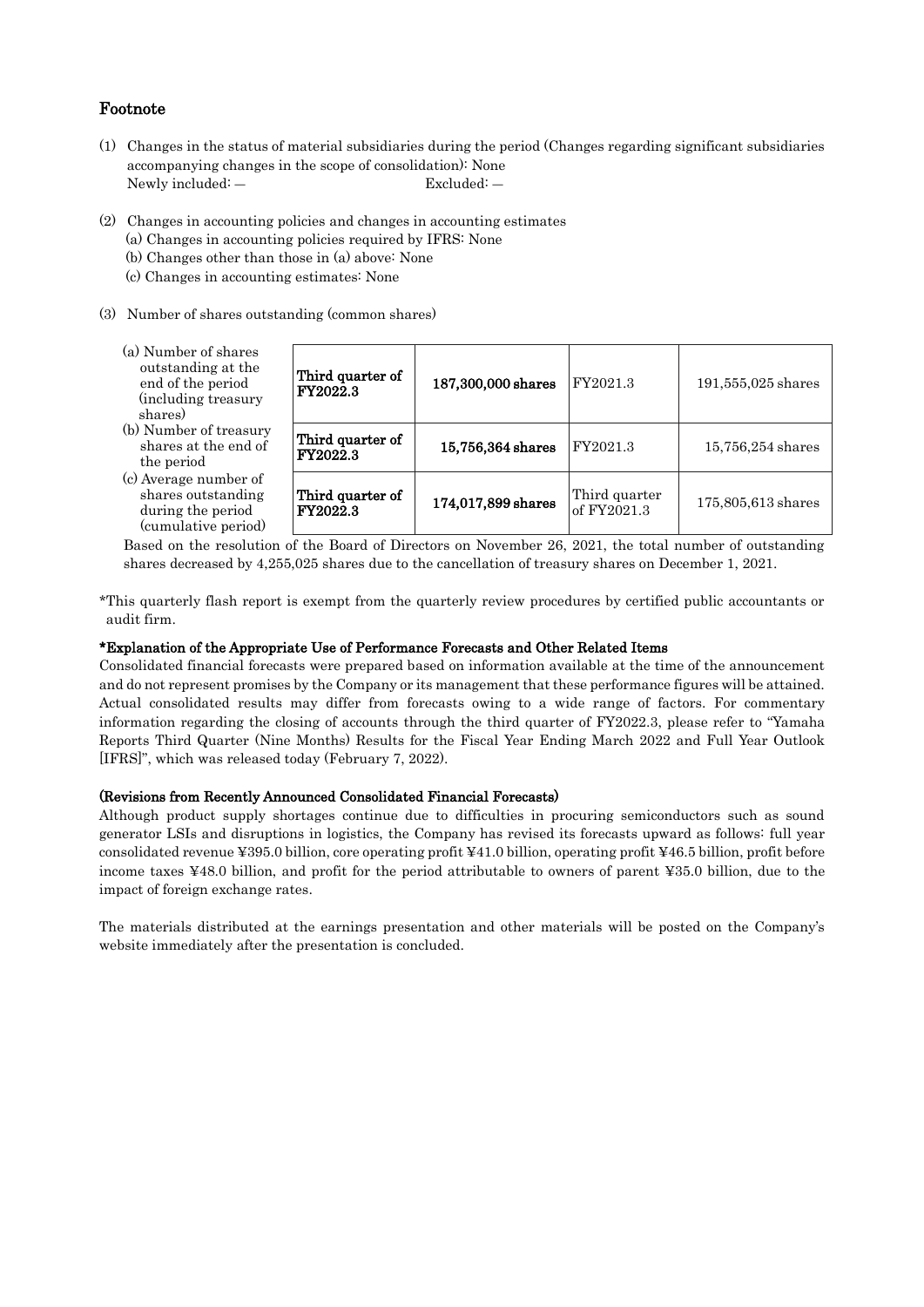## Footnote

(1) Changes in the status of material subsidiaries during the period (Changes regarding significant subsidiaries accompanying changes in the scope of consolidation): None
Newly included: — Excluded: —

(2) Changes in accounting policies and changes in accounting estimates
(a) Changes in accounting policies required by IFRS: None
(b) Changes other than those in (a) above: None
(c) Changes in accounting estimates: None

(3) Number of shares outstanding (common shares)

| | | | | |
|---|---|---|---|---|
| (a) Number of shares outstanding at the end of the period (including treasury shares) | **Third quarter of FY2022.3** | **187,300,000 shares** | FY2021.3 | 191,555,025 shares |
| (b) Number of treasury shares at the end of the period | **Third quarter of FY2022.3** | **15,756,364 shares** | FY2021.3 | 15,756,254 shares |
| (c) Average number of shares outstanding during the period (cumulative period) | **Third quarter of FY2022.3** | **174,017,899 shares** | Third quarter of FY2021.3 | 175,805,613 shares |

Based on the resolution of the Board of Directors on November 26, 2021, the total number of outstanding shares decreased by 4,255,025 shares due to the cancellation of treasury shares on December 1, 2021.

*This quarterly flash report is exempt from the quarterly review procedures by certified public accountants or audit firm.

**\*Explanation of the Appropriate Use of Performance Forecasts and Other Related Items**

Consolidated financial forecasts were prepared based on information available at the time of the announcement and do not represent promises by the Company or its management that these performance figures will be attained. Actual consolidated results may differ from forecasts owing to a wide range of factors. For commentary information regarding the closing of accounts through the third quarter of FY2022.3, please refer to "Yamaha Reports Third Quarter (Nine Months) Results for the Fiscal Year Ending March 2022 and Full Year Outlook [IFRS]", which was released today (February 7, 2022).

**(Revisions from Recently Announced Consolidated Financial Forecasts)**

Although product supply shortages continue due to difficulties in procuring semiconductors such as sound generator LSIs and disruptions in logistics, the Company has revised its forecasts upward as follows: full year consolidated revenue ¥395.0 billion, core operating profit ¥41.0 billion, operating profit ¥46.5 billion, profit before income taxes ¥48.0 billion, and profit for the period attributable to owners of parent ¥35.0 billion, due to the impact of foreign exchange rates.

The materials distributed at the earnings presentation and other materials will be posted on the Company's website immediately after the presentation is concluded.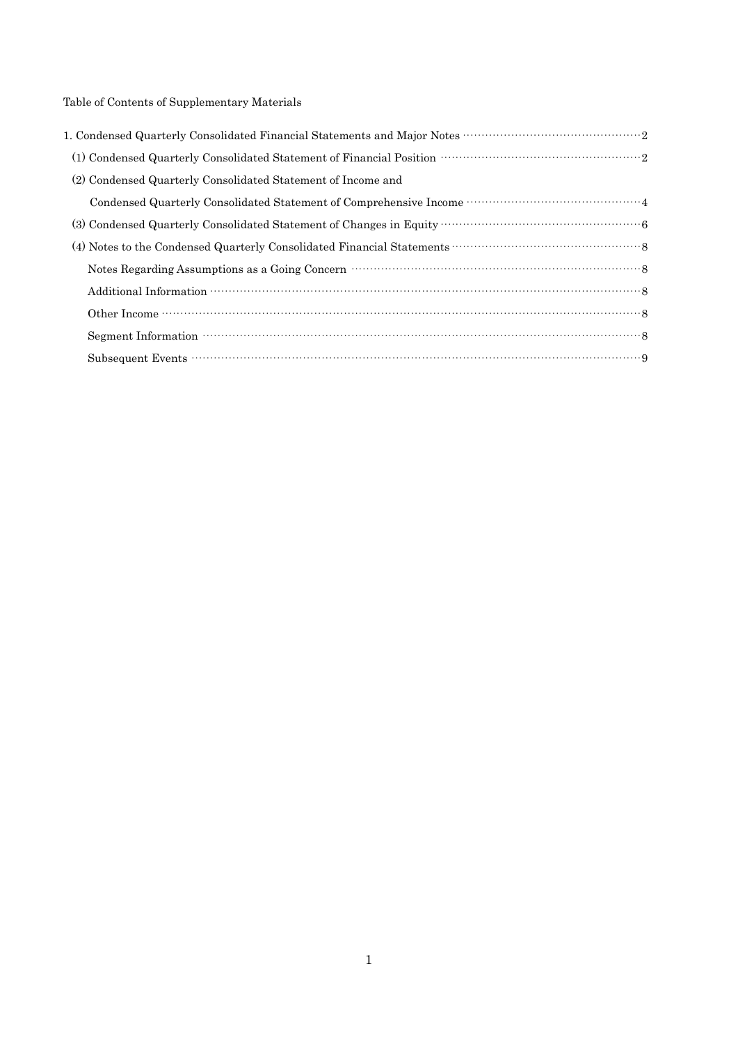Table of Contents of Supplementary Materials

1. Condensed Quarterly Consolidated Financial Statements and Major Notes ··· 2
   - (1) Condensed Quarterly Consolidated Statement of Financial Position ··· 2
   - (2) Condensed Quarterly Consolidated Statement of Income and Condensed Quarterly Consolidated Statement of Comprehensive Income ··· 4
   - (3) Condensed Quarterly Consolidated Statement of Changes in Equity ··· 6
   - (4) Notes to the Condensed Quarterly Consolidated Financial Statements ··· 8
     - Notes Regarding Assumptions as a Going Concern ··· 8
     - Additional Information ··· 8
     - Other Income ··· 8
     - Segment Information ··· 8
     - Subsequent Events ··· 9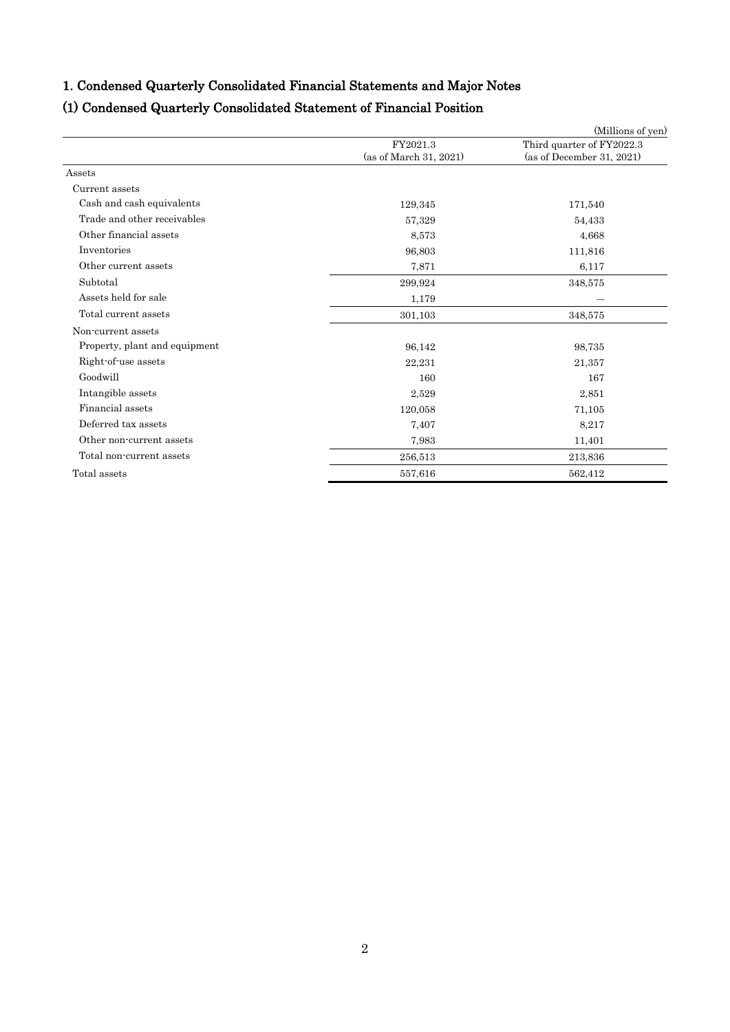## 1. Condensed Quarterly Consolidated Financial Statements and Major Notes

## (1) Condensed Quarterly Consolidated Statement of Financial Position

(Millions of yen)

| | FY2021.3 (as of March 31, 2021) | Third quarter of FY2022.3 (as of December 31, 2021) |
|---|---|---|
| Assets | | |
| Current assets | | |
| Cash and cash equivalents | 129,345 | 171,540 |
| Trade and other receivables | 57,329 | 54,433 |
| Other financial assets | 8,573 | 4,668 |
| Inventories | 96,803 | 111,816 |
| Other current assets | 7,871 | 6,117 |
| Subtotal | 299,924 | 348,575 |
| Assets held for sale | 1,179 | — |
| Total current assets | 301,103 | 348,575 |
| Non-current assets | | |
| Property, plant and equipment | 96,142 | 98,735 |
| Right-of-use assets | 22,231 | 21,357 |
| Goodwill | 160 | 167 |
| Intangible assets | 2,529 | 2,851 |
| Financial assets | 120,058 | 71,105 |
| Deferred tax assets | 7,407 | 8,217 |
| Other non-current assets | 7,983 | 11,401 |
| Total non-current assets | 256,513 | 213,836 |
| Total assets | 557,616 | 562,412 |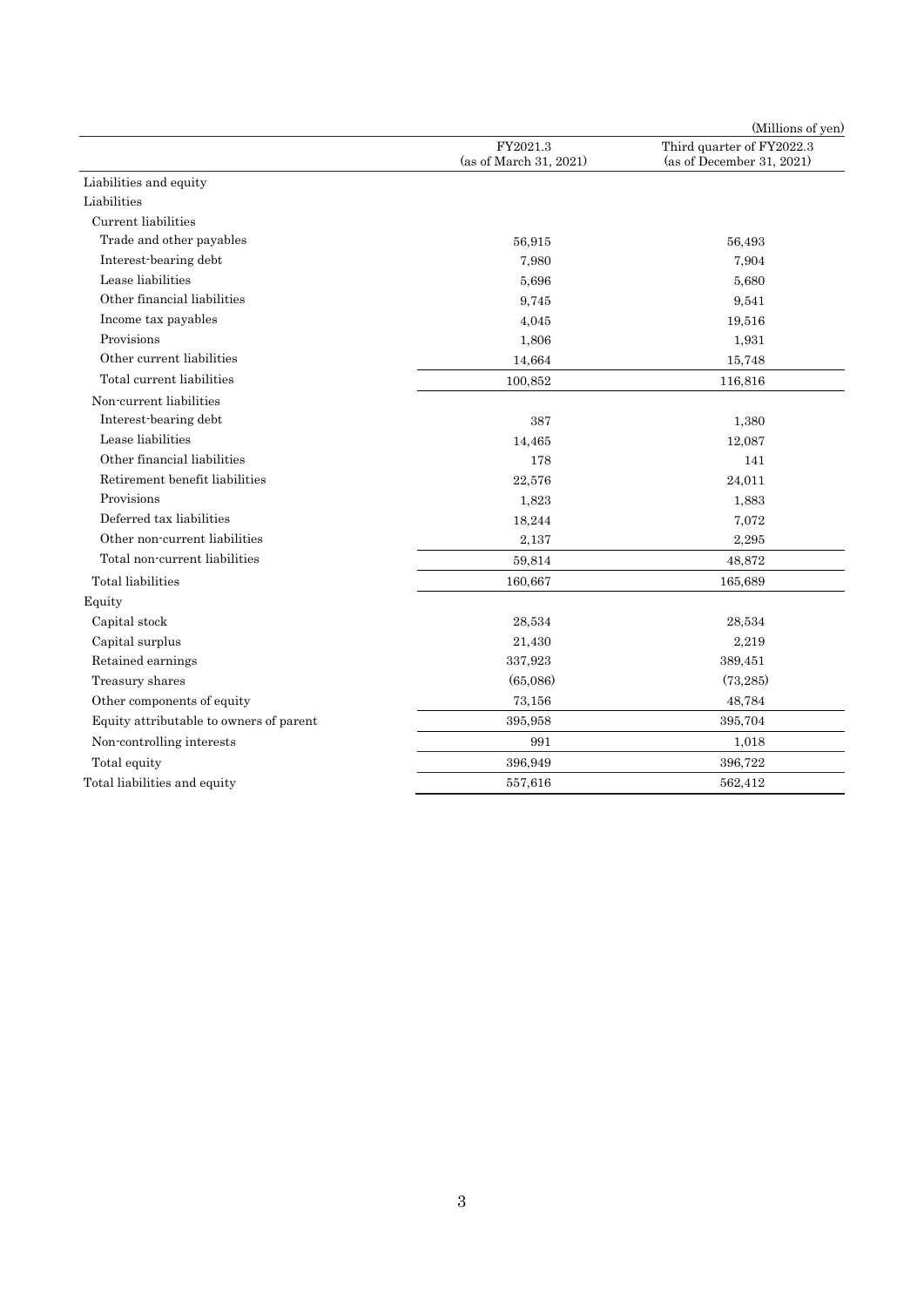(Millions of yen)

| | FY2021.3<br>(as of March 31, 2021) | Third quarter of FY2022.3<br>(as of December 31, 2021) |
|---|---|---|
| Liabilities and equity | | |
| Liabilities | | |
| Current liabilities | | |
| Trade and other payables | 56,915 | 56,493 |
| Interest-bearing debt | 7,980 | 7,904 |
| Lease liabilities | 5,696 | 5,680 |
| Other financial liabilities | 9,745 | 9,541 |
| Income tax payables | 4,045 | 19,516 |
| Provisions | 1,806 | 1,931 |
| Other current liabilities | 14,664 | 15,748 |
| Total current liabilities | 100,852 | 116,816 |
| Non-current liabilities | | |
| Interest-bearing debt | 387 | 1,380 |
| Lease liabilities | 14,465 | 12,087 |
| Other financial liabilities | 178 | 141 |
| Retirement benefit liabilities | 22,576 | 24,011 |
| Provisions | 1,823 | 1,883 |
| Deferred tax liabilities | 18,244 | 7,072 |
| Other non-current liabilities | 2,137 | 2,295 |
| Total non-current liabilities | 59,814 | 48,872 |
| Total liabilities | 160,667 | 165,689 |
| Equity | | |
| Capital stock | 28,534 | 28,534 |
| Capital surplus | 21,430 | 2,219 |
| Retained earnings | 337,923 | 389,451 |
| Treasury shares | (65,086) | (73,285) |
| Other components of equity | 73,156 | 48,784 |
| Equity attributable to owners of parent | 395,958 | 395,704 |
| Non-controlling interests | 991 | 1,018 |
| Total equity | 396,949 | 396,722 |
| Total liabilities and equity | 557,616 | 562,412 |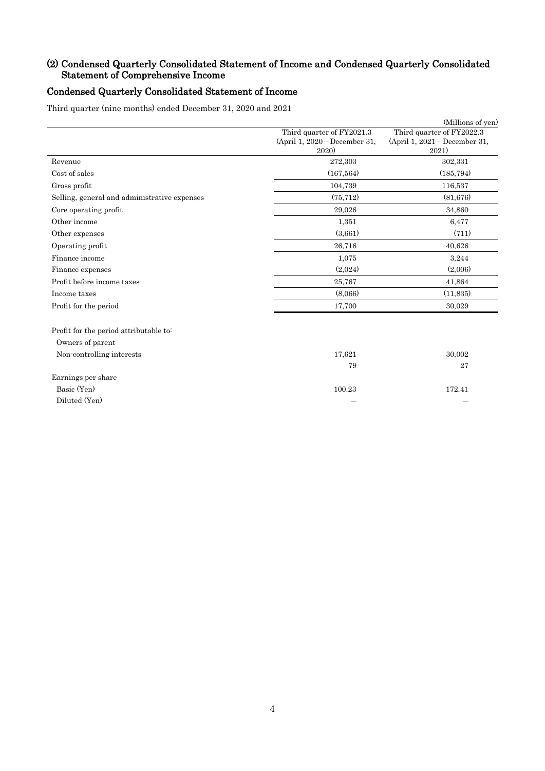## (2) Condensed Quarterly Consolidated Statement of Income and Condensed Quarterly Consolidated Statement of Comprehensive Income

## Condensed Quarterly Consolidated Statement of Income

Third quarter (nine months) ended December 31, 2020 and 2021

(Millions of yen)

| | Third quarter of FY2021.3 (April 1, 2020－December 31, 2020) | Third quarter of FY2022.3 (April 1, 2021－December 31, 2021) |
|---|---|---|
| Revenue | 272,303 | 302,331 |
| Cost of sales | (167,564) | (185,794) |
| Gross profit | 104,739 | 116,537 |
| Selling, general and administrative expenses | (75,712) | (81,676) |
| Core operating profit | 29,026 | 34,860 |
| Other income | 1,351 | 6,477 |
| Other expenses | (3,661) | (711) |
| Operating profit | 26,716 | 40,626 |
| Finance income | 1,075 | 3,244 |
| Finance expenses | (2,024) | (2,006) |
| Profit before income taxes | 25,767 | 41,864 |
| Income taxes | (8,066) | (11,835) |
| Profit for the period | 17,700 | 30,029 |
| | | |
| Profit for the period attributable to: | | |
| Owners of parent | | |
| Non-controlling interests | 17,621 | 30,002 |
| | 79 | 27 |
| Earnings per share | | |
| Basic (Yen) | 100.23 | 172.41 |
| Diluted (Yen) | ― | ― |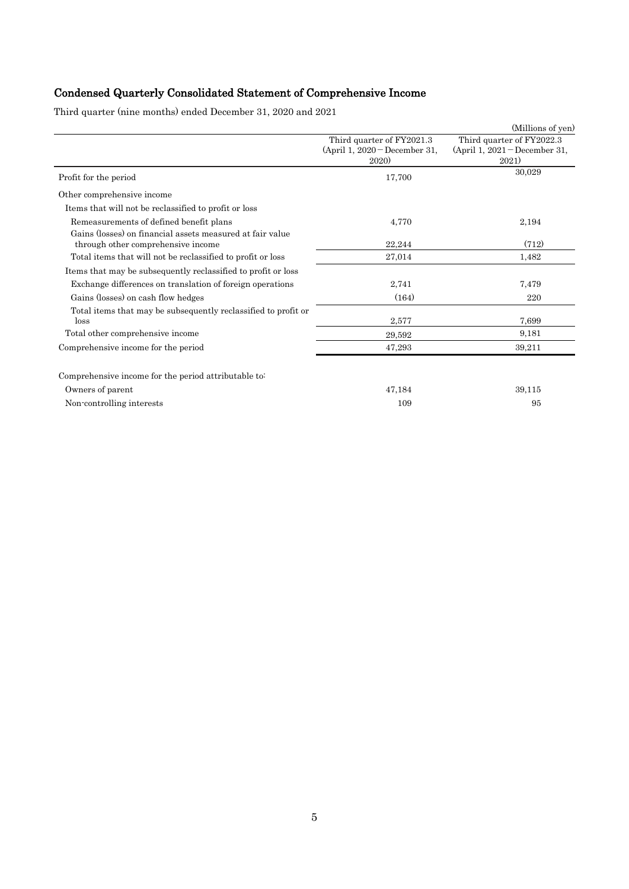## Condensed Quarterly Consolidated Statement of Comprehensive Income

Third quarter (nine months) ended December 31, 2020 and 2021

(Millions of yen)

| | Third quarter of FY2021.3 (April 1, 2020 − December 31, 2020) | Third quarter of FY2022.3 (April 1, 2021 − December 31, 2021) |
|---|---|---|
| Profit for the period | 17,700 | 30,029 |
| Other comprehensive income | | |
| Items that will not be reclassified to profit or loss | | |
| Remeasurements of defined benefit plans | 4,770 | 2,194 |
| Gains (losses) on financial assets measured at fair value through other comprehensive income | 22,244 | (712) |
| Total items that will not be reclassified to profit or loss | 27,014 | 1,482 |
| Items that may be subsequently reclassified to profit or loss | | |
| Exchange differences on translation of foreign operations | 2,741 | 7,479 |
| Gains (losses) on cash flow hedges | (164) | 220 |
| Total items that may be subsequently reclassified to profit or loss | 2,577 | 7,699 |
| Total other comprehensive income | 29,592 | 9,181 |
| Comprehensive income for the period | 47,293 | 39,211 |
| | | |
| Comprehensive income for the period attributable to: | | |
| Owners of parent | 47,184 | 39,115 |
| Non-controlling interests | 109 | 95 |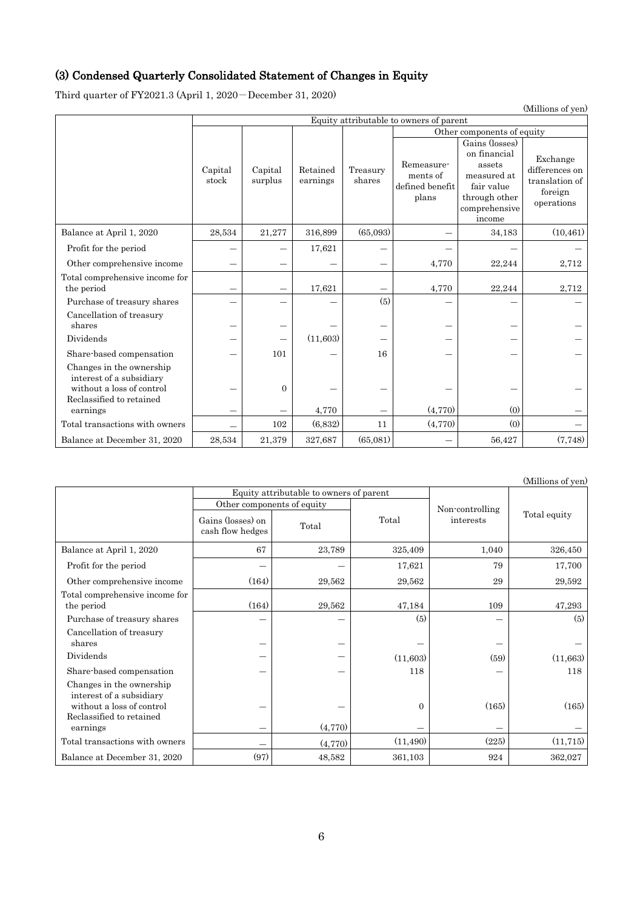## (3) Condensed Quarterly Consolidated Statement of Changes in Equity

Third quarter of FY2021.3 (April 1, 2020－December 31, 2020)

(Millions of yen)

| | Equity attributable to owners of parent | | | | | | |
|---|---|---|---|---|---|---|---|
| | | | | | Other components of equity | | |
| | Capital stock | Capital surplus | Retained earnings | Treasury shares | Remeasure-ments of defined benefit plans | Gains (losses) on financial assets measured at fair value through other comprehensive income | Exchange differences on translation of foreign operations |
| Balance at April 1, 2020 | 28,534 | 21,277 | 316,899 | (65,093) | — | 34,183 | (10,461) |
| Profit for the period | — | — | 17,621 | — | — | — | — |
| Other comprehensive income | — | — | — | — | 4,770 | 22,244 | 2,712 |
| Total comprehensive income for the period | — | — | 17,621 | — | 4,770 | 22,244 | 2,712 |
| Purchase of treasury shares | — | — | — | (5) | — | — | — |
| Cancellation of treasury shares | — | — | — | — | — | — | — |
| Dividends | — | — | (11,603) | — | — | — | — |
| Share-based compensation | — | 101 | — | 16 | — | — | — |
| Changes in the ownership interest of a subsidiary without a loss of control | — | 0 | — | — | — | — | — |
| Reclassified to retained earnings | — | — | 4,770 | — | (4,770) | (0) | — |
| Total transactions with owners | — | 102 | (6,832) | 11 | (4,770) | (0) | — |
| Balance at December 31, 2020 | 28,534 | 21,379 | 327,687 | (65,081) | — | 56,427 | (7,748) |

(Millions of yen)

| | Equity attributable to owners of parent | | | Non-controlling interests | Total equity |
|---|---|---|---|---|---|
| | Other components of equity | | Total | | |
| | Gains (losses) on cash flow hedges | Total | | | |
| Balance at April 1, 2020 | 67 | 23,789 | 325,409 | 1,040 | 326,450 |
| Profit for the period | — | — | 17,621 | 79 | 17,700 |
| Other comprehensive income | (164) | 29,562 | 29,562 | 29 | 29,592 |
| Total comprehensive income for the period | (164) | 29,562 | 47,184 | 109 | 47,293 |
| Purchase of treasury shares | — | — | (5) | — | (5) |
| Cancellation of treasury shares | — | — | — | — | — |
| Dividends | — | — | (11,603) | (59) | (11,663) |
| Share-based compensation | — | — | 118 | — | 118 |
| Changes in the ownership interest of a subsidiary without a loss of control | — | — | 0 | (165) | (165) |
| Reclassified to retained earnings | — | (4,770) | — | — | — |
| Total transactions with owners | — | (4,770) | (11,490) | (225) | (11,715) |
| Balance at December 31, 2020 | (97) | 48,582 | 361,103 | 924 | 362,027 |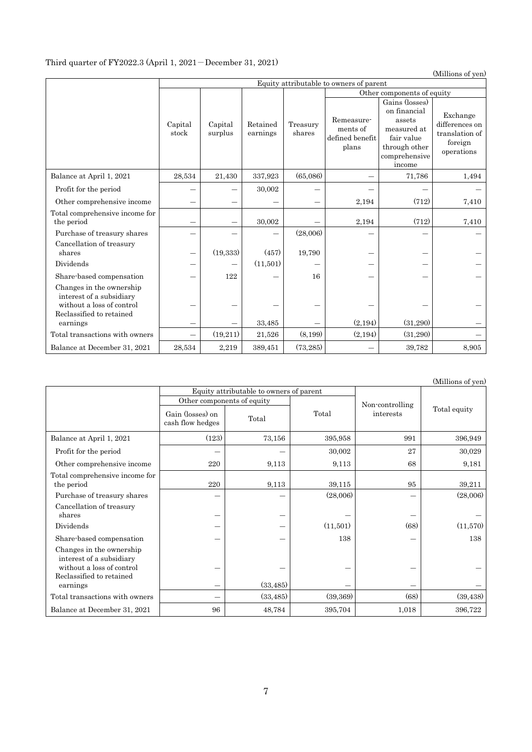Third quarter of FY2022.3 (April 1, 2021－December 31, 2021)

(Millions of yen)

| | Equity attributable to owners of parent | | | | | | |
|---|---|---|---|---|---|---|---|
| | | | | | Other components of equity | | |
| | Capital stock | Capital surplus | Retained earnings | Treasury shares | Remeasurements of defined benefit plans | Gains (losses) on financial assets measured at fair value through other comprehensive income | Exchange differences on translation of foreign operations |
| Balance at April 1, 2021 | 28,534 | 21,430 | 337,923 | (65,086) | ― | 71,786 | 1,494 |
| Profit for the period | ― | ― | 30,002 | ― | ― | ― | ― |
| Other comprehensive income | ― | ― | ― | ― | 2,194 | (712) | 7,410 |
| Total comprehensive income for the period | ― | ― | 30,002 | ― | 2,194 | (712) | 7,410 |
| Purchase of treasury shares | ― | ― | ― | (28,006) | ― | ― | ― |
| Cancellation of treasury shares | ― | (19,333) | (457) | 19,790 | ― | ― | ― |
| Dividends | ― | ― | (11,501) | ― | ― | ― | ― |
| Share-based compensation | ― | 122 | ― | 16 | ― | ― | ― |
| Changes in the ownership interest of a subsidiary without a loss of control | ― | ― | ― | ― | ― | ― | ― |
| Reclassified to retained earnings | ― | ― | 33,485 | ― | (2,194) | (31,290) | ― |
| Total transactions with owners | ― | (19,211) | 21,526 | (8,199) | (2,194) | (31,290) | ― |
| Balance at December 31, 2021 | 28,534 | 2,219 | 389,451 | (73,285) | ― | 39,782 | 8,905 |

(Millions of yen)

| | Equity attributable to owners of parent | | | Non-controlling interests | Total equity |
|---|---|---|---|---|---|
| | Other components of equity | | Total | | |
| | Gain (losses) on cash flow hedges | Total | | | |
| Balance at April 1, 2021 | (123) | 73,156 | 395,958 | 991 | 396,949 |
| Profit for the period | ― | ― | 30,002 | 27 | 30,029 |
| Other comprehensive income | 220 | 9,113 | 9,113 | 68 | 9,181 |
| Total comprehensive income for the period | 220 | 9,113 | 39,115 | 95 | 39,211 |
| Purchase of treasury shares | ― | ― | (28,006) | ― | (28,006) |
| Cancellation of treasury shares | ― | ― | ― | ― | ― |
| Dividends | ― | ― | (11,501) | (68) | (11,570) |
| Share-based compensation | ― | ― | 138 | ― | 138 |
| Changes in the ownership interest of a subsidiary without a loss of control | ― | ― | ― | ― | ― |
| Reclassified to retained earnings | ― | (33,485) | ― | ― | ― |
| Total transactions with owners | ― | (33,485) | (39,369) | (68) | (39,438) |
| Balance at December 31, 2021 | 96 | 48,784 | 395,704 | 1,018 | 396,722 |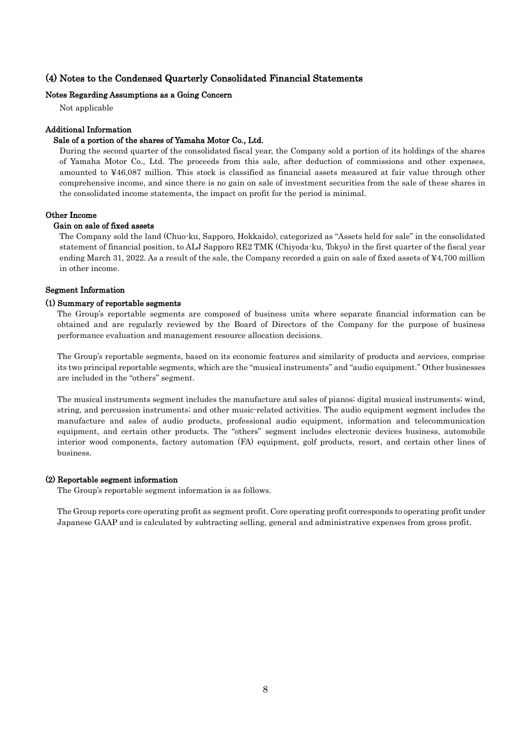## (4) Notes to the Condensed Quarterly Consolidated Financial Statements

### Notes Regarding Assumptions as a Going Concern

Not applicable

### Additional Information

#### Sale of a portion of the shares of Yamaha Motor Co., Ltd.

During the second quarter of the consolidated fiscal year, the Company sold a portion of its holdings of the shares of Yamaha Motor Co., Ltd. The proceeds from this sale, after deduction of commissions and other expenses, amounted to ¥46,087 million. This stock is classified as financial assets measured at fair value through other comprehensive income, and since there is no gain on sale of investment securities from the sale of these shares in the consolidated income statements, the impact on profit for the period is minimal.

### Other Income

#### Gain on sale of fixed assets

The Company sold the land (Chuo-ku, Sapporo, Hokkaido), categorized as "Assets held for sale" in the consolidated statement of financial position, to ALJ Sapporo RE2 TMK (Chiyoda-ku, Tokyo) in the first quarter of the fiscal year ending March 31, 2022. As a result of the sale, the Company recorded a gain on sale of fixed assets of ¥4,700 million in other income.

### Segment Information

#### (1) Summary of reportable segments

The Group's reportable segments are composed of business units where separate financial information can be obtained and are regularly reviewed by the Board of Directors of the Company for the purpose of business performance evaluation and management resource allocation decisions.

The Group's reportable segments, based on its economic features and similarity of products and services, comprise its two principal reportable segments, which are the "musical instruments" and "audio equipment." Other businesses are included in the "others" segment.

The musical instruments segment includes the manufacture and sales of pianos; digital musical instruments; wind, string, and percussion instruments; and other music-related activities. The audio equipment segment includes the manufacture and sales of audio products, professional audio equipment, information and telecommunication equipment, and certain other products. The "others" segment includes electronic devices business, automobile interior wood components, factory automation (FA) equipment, golf products, resort, and certain other lines of business.

#### (2) Reportable segment information

The Group's reportable segment information is as follows.

The Group reports core operating profit as segment profit. Core operating profit corresponds to operating profit under Japanese GAAP and is calculated by subtracting selling, general and administrative expenses from gross profit.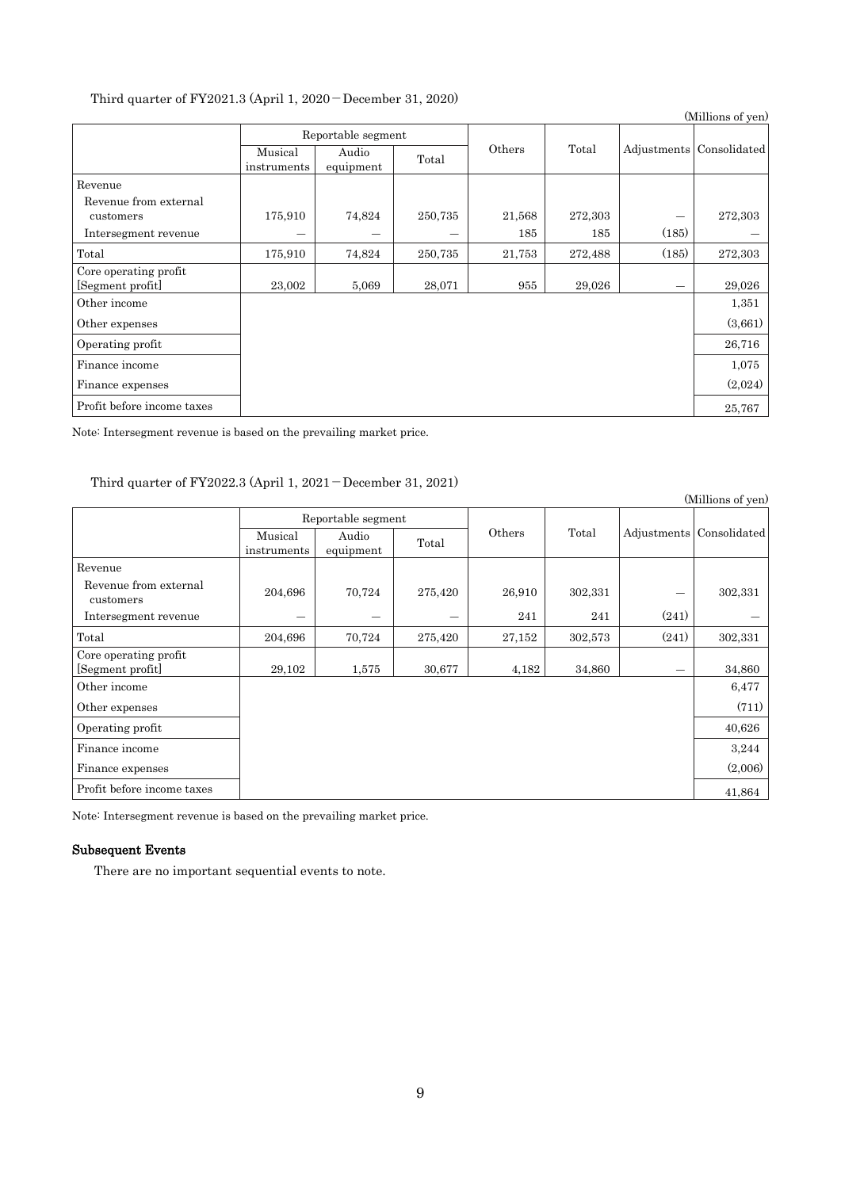Third quarter of FY2021.3 (April 1, 2020 – December 31, 2020)

(Millions of yen)

| | Reportable segment | | | Others | Total | Adjustments | Consolidated |
|---|---|---|---|---|---|---|---|
| | Musical instruments | Audio equipment | Total | | | | |
| Revenue | | | | | | | |
| Revenue from external customers | 175,910 | 74,824 | 250,735 | 21,568 | 272,303 | — | 272,303 |
| Intersegment revenue | — | — | — | 185 | 185 | (185) | — |
| Total | 175,910 | 74,824 | 250,735 | 21,753 | 272,488 | (185) | 272,303 |
| Core operating profit [Segment profit] | 23,002 | 5,069 | 28,071 | 955 | 29,026 | — | 29,026 |
| Other income | | | | | | | 1,351 |
| Other expenses | | | | | | | (3,661) |
| Operating profit | | | | | | | 26,716 |
| Finance income | | | | | | | 1,075 |
| Finance expenses | | | | | | | (2,024) |
| Profit before income taxes | | | | | | | 25,767 |

Note: Intersegment revenue is based on the prevailing market price.

Third quarter of FY2022.3 (April 1, 2021 – December 31, 2021)

(Millions of yen)

| | Reportable segment | | | Others | Total | Adjustments | Consolidated |
|---|---|---|---|---|---|---|---|
| | Musical instruments | Audio equipment | Total | | | | |
| Revenue | | | | | | | |
| Revenue from external customers | 204,696 | 70,724 | 275,420 | 26,910 | 302,331 | — | 302,331 |
| Intersegment revenue | — | — | — | 241 | 241 | (241) | — |
| Total | 204,696 | 70,724 | 275,420 | 27,152 | 302,573 | (241) | 302,331 |
| Core operating profit [Segment profit] | 29,102 | 1,575 | 30,677 | 4,182 | 34,860 | — | 34,860 |
| Other income | | | | | | | 6,477 |
| Other expenses | | | | | | | (711) |
| Operating profit | | | | | | | 40,626 |
| Finance income | | | | | | | 3,244 |
| Finance expenses | | | | | | | (2,006) |
| Profit before income taxes | | | | | | | 41,864 |

Note: Intersegment revenue is based on the prevailing market price.

### Subsequent Events

There are no important sequential events to note.